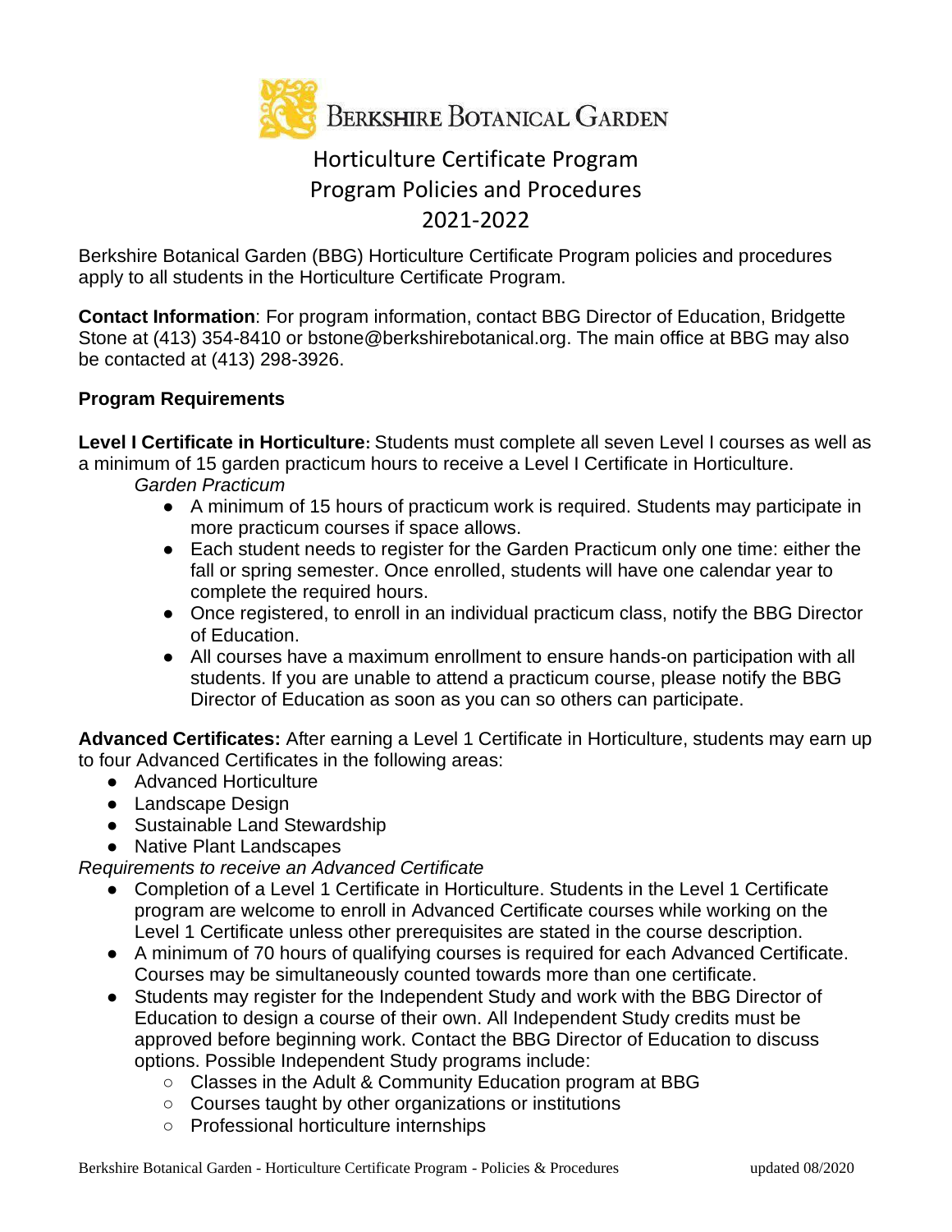# Berkshire Botanical Garden

## Horticulture Certificate Program
## Program Policies and Procedures
## 2021-2022

Berkshire Botanical Garden (BBG) Horticulture Certificate Program policies and procedures apply to all students in the Horticulture Certificate Program.

**Contact Information**: For program information, contact BBG Director of Education, Bridgette Stone at (413) 354-8410 or bstone@berkshirebotanical.org. The main office at BBG may also be contacted at (413) 298-3926.

**Program Requirements**

**Level I Certificate in Horticulture:** Students must complete all seven Level I courses as well as a minimum of 15 garden practicum hours to receive a Level I Certificate in Horticulture.

*Garden Practicum*

- A minimum of 15 hours of practicum work is required. Students may participate in more practicum courses if space allows.
- Each student needs to register for the Garden Practicum only one time: either the fall or spring semester. Once enrolled, students will have one calendar year to complete the required hours.
- Once registered, to enroll in an individual practicum class, notify the BBG Director of Education.
- All courses have a maximum enrollment to ensure hands-on participation with all students. If you are unable to attend a practicum course, please notify the BBG Director of Education as soon as you can so others can participate.

**Advanced Certificates:** After earning a Level 1 Certificate in Horticulture, students may earn up to four Advanced Certificates in the following areas:

- Advanced Horticulture
- Landscape Design
- Sustainable Land Stewardship
- Native Plant Landscapes

*Requirements to receive an Advanced Certificate*

- Completion of a Level 1 Certificate in Horticulture. Students in the Level 1 Certificate program are welcome to enroll in Advanced Certificate courses while working on the Level 1 Certificate unless other prerequisites are stated in the course description.
- A minimum of 70 hours of qualifying courses is required for each Advanced Certificate. Courses may be simultaneously counted towards more than one certificate.
- Students may register for the Independent Study and work with the BBG Director of Education to design a course of their own. All Independent Study credits must be approved before beginning work. Contact the BBG Director of Education to discuss options. Possible Independent Study programs include:
  - Classes in the Adult & Community Education program at BBG
  - Courses taught by other organizations or institutions
  - Professional horticulture internships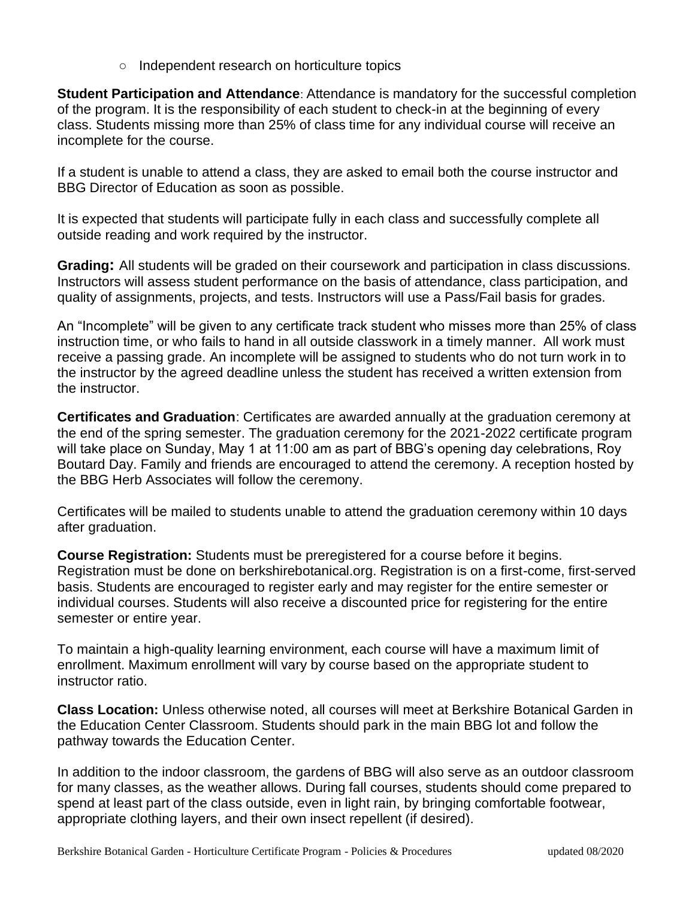- Independent research on horticulture topics

**Student Participation and Attendance**: Attendance is mandatory for the successful completion of the program. It is the responsibility of each student to check-in at the beginning of every class. Students missing more than 25% of class time for any individual course will receive an incomplete for the course.

If a student is unable to attend a class, they are asked to email both the course instructor and BBG Director of Education as soon as possible.

It is expected that students will participate fully in each class and successfully complete all outside reading and work required by the instructor.

**Grading:** All students will be graded on their coursework and participation in class discussions. Instructors will assess student performance on the basis of attendance, class participation, and quality of assignments, projects, and tests. Instructors will use a Pass/Fail basis for grades.

An "Incomplete" will be given to any certificate track student who misses more than 25% of class instruction time, or who fails to hand in all outside classwork in a timely manner. All work must receive a passing grade. An incomplete will be assigned to students who do not turn work in to the instructor by the agreed deadline unless the student has received a written extension from the instructor.

**Certificates and Graduation**: Certificates are awarded annually at the graduation ceremony at the end of the spring semester. The graduation ceremony for the 2021-2022 certificate program will take place on Sunday, May 1 at 11:00 am as part of BBG's opening day celebrations, Roy Boutard Day. Family and friends are encouraged to attend the ceremony. A reception hosted by the BBG Herb Associates will follow the ceremony.

Certificates will be mailed to students unable to attend the graduation ceremony within 10 days after graduation.

**Course Registration:** Students must be preregistered for a course before it begins. Registration must be done on berkshirebotanical.org. Registration is on a first-come, first-served basis. Students are encouraged to register early and may register for the entire semester or individual courses. Students will also receive a discounted price for registering for the entire semester or entire year.

To maintain a high-quality learning environment, each course will have a maximum limit of enrollment. Maximum enrollment will vary by course based on the appropriate student to instructor ratio.

**Class Location:** Unless otherwise noted, all courses will meet at Berkshire Botanical Garden in the Education Center Classroom. Students should park in the main BBG lot and follow the pathway towards the Education Center.

In addition to the indoor classroom, the gardens of BBG will also serve as an outdoor classroom for many classes, as the weather allows. During fall courses, students should come prepared to spend at least part of the class outside, even in light rain, by bringing comfortable footwear, appropriate clothing layers, and their own insect repellent (if desired).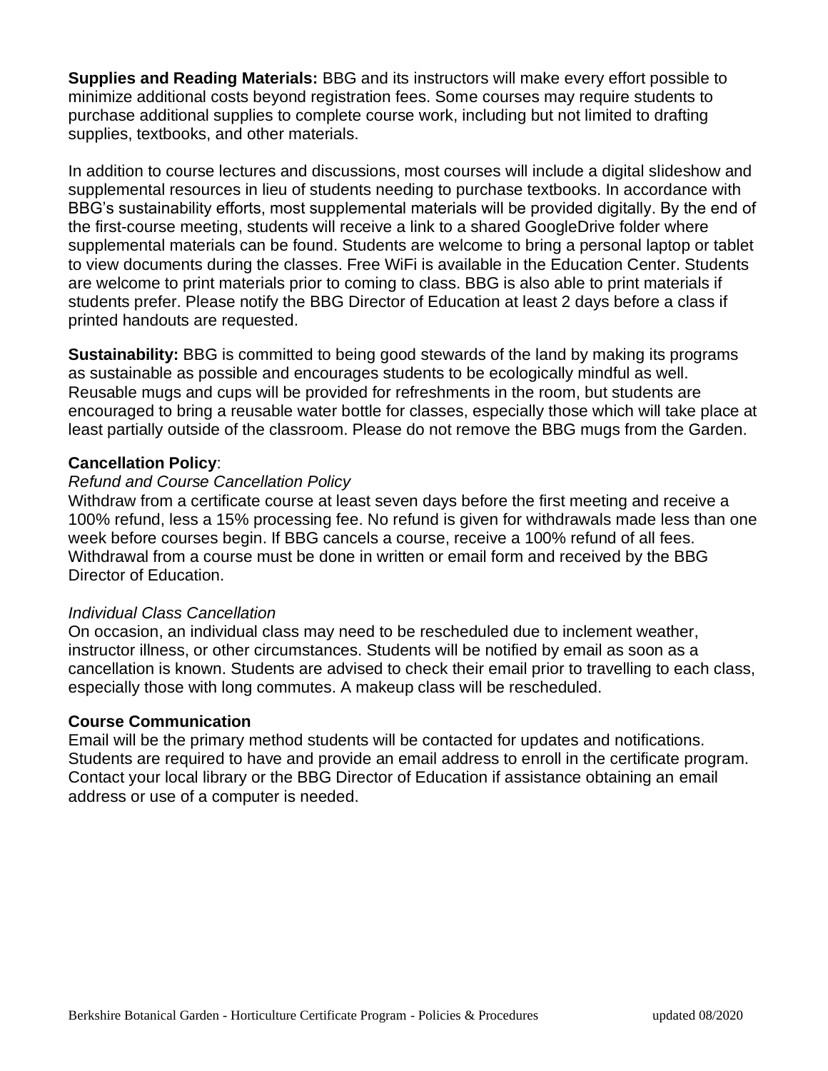**Supplies and Reading Materials:** BBG and its instructors will make every effort possible to minimize additional costs beyond registration fees. Some courses may require students to purchase additional supplies to complete course work, including but not limited to drafting supplies, textbooks, and other materials.

In addition to course lectures and discussions, most courses will include a digital slideshow and supplemental resources in lieu of students needing to purchase textbooks. In accordance with BBG's sustainability efforts, most supplemental materials will be provided digitally. By the end of the first-course meeting, students will receive a link to a shared GoogleDrive folder where supplemental materials can be found. Students are welcome to bring a personal laptop or tablet to view documents during the classes. Free WiFi is available in the Education Center. Students are welcome to print materials prior to coming to class. BBG is also able to print materials if students prefer. Please notify the BBG Director of Education at least 2 days before a class if printed handouts are requested.

**Sustainability:** BBG is committed to being good stewards of the land by making its programs as sustainable as possible and encourages students to be ecologically mindful as well. Reusable mugs and cups will be provided for refreshments in the room, but students are encouraged to bring a reusable water bottle for classes, especially those which will take place at least partially outside of the classroom. Please do not remove the BBG mugs from the Garden.

**Cancellation Policy**:

*Refund and Course Cancellation Policy*

Withdraw from a certificate course at least seven days before the first meeting and receive a 100% refund, less a 15% processing fee. No refund is given for withdrawals made less than one week before courses begin. If BBG cancels a course, receive a 100% refund of all fees. Withdrawal from a course must be done in written or email form and received by the BBG Director of Education.

*Individual Class Cancellation*

On occasion, an individual class may need to be rescheduled due to inclement weather, instructor illness, or other circumstances. Students will be notified by email as soon as a cancellation is known. Students are advised to check their email prior to travelling to each class, especially those with long commutes. A makeup class will be rescheduled.

**Course Communication**

Email will be the primary method students will be contacted for updates and notifications. Students are required to have and provide an email address to enroll in the certificate program. Contact your local library or the BBG Director of Education if assistance obtaining an email address or use of a computer is needed.